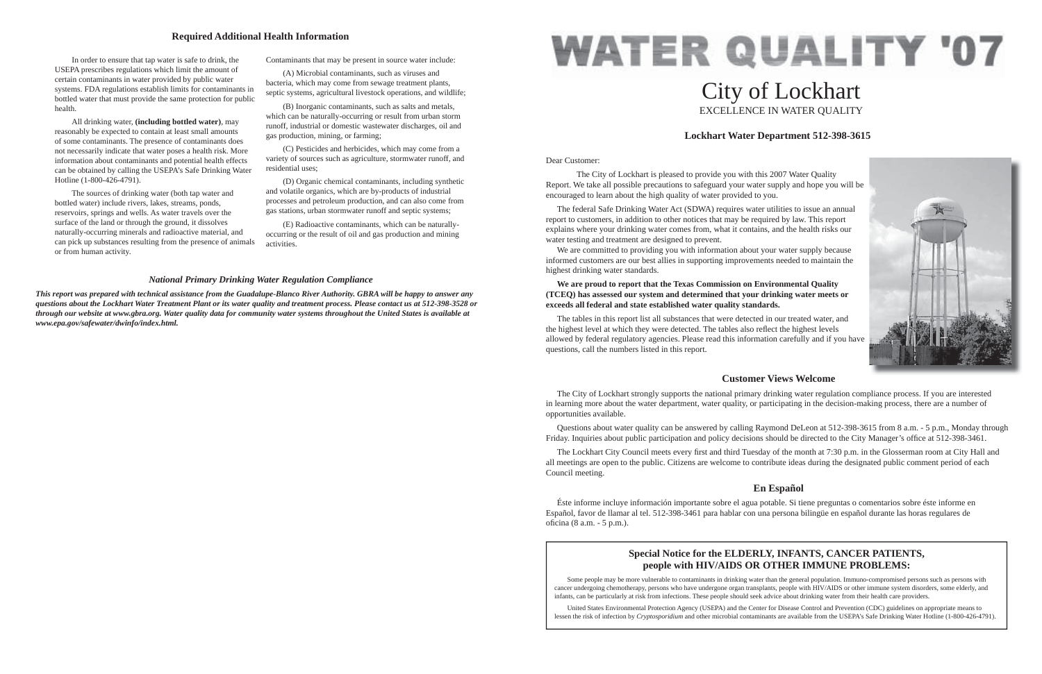## Required Additional Health Information

In order to ensure that tap water is safe to drink, the USEPA prescribes regulations which limit the amount of certain contaminants in water provided by public water systems. FDA regulations establish limits for contaminants in bottled water that must provide the same protection for public health.

All drinking water, **(including bottled water)**, may reasonably be expected to contain at least small amounts of some contaminants. The presence of contaminants does not necessarily indicate that water poses a health risk. More information about contaminants and potential health effects can be obtained by calling the USEPA's Safe Drinking Water Hotline (1-800-426-4791).

The sources of drinking water (both tap water and bottled water) include rivers, lakes, streams, ponds, reservoirs, springs and wells. As water travels over the surface of the land or through the ground, it dissolves naturally-occurring minerals and radioactive material, and can pick up substances resulting from the presence of animals or from human activity.

Contaminants that may be present in source water include:

(A) Microbial contaminants, such as viruses and bacteria, which may come from sewage treatment plants, septic systems, agricultural livestock operations, and wildlife;

(B) Inorganic contaminants, such as salts and metals, which can be naturally-occurring or result from urban storm runoff, industrial or domestic wastewater discharges, oil and gas production, mining, or farming;

(C) Pesticides and herbicides, which may come from a variety of sources such as agriculture, stormwater runoff, and residential uses;

(D) Organic chemical contaminants, including synthetic and volatile organics, which are by-products of industrial processes and petroleum production, and can also come from gas stations, urban stormwater runoff and septic systems;

(E) Radioactive contaminants, which can be naturally-occurring or the result of oil and gas production and mining activities.

### *National Primary Drinking Water Regulation Compliance*

***This report was prepared with technical assistance from the Guadalupe-Blanco River Authority. GBRA will be happy to answer any questions about the Lockhart Water Treatment Plant or its water quality and treatment process. Please contact us at 512-398-3528 or through our website at www.gbra.org. Water quality data for community water systems throughout the United States is available at www.epa.gov/safewater/dwinfo/index.html.***

# WATER QUALITY '07

## City of Lockhart

EXCELLENCE IN WATER QUALITY

### Lockhart Water Department 512-398-3615

Dear Customer:

The City of Lockhart is pleased to provide you with this 2007 Water Quality Report. We take all possible precautions to safeguard your water supply and hope you will be encouraged to learn about the high quality of water provided to you.

The federal Safe Drinking Water Act (SDWA) requires water utilities to issue an annual report to customers, in addition to other notices that may be required by law. This report explains where your drinking water comes from, what it contains, and the health risks our water testing and treatment are designed to prevent.

We are committed to providing you with information about your water supply because informed customers are our best allies in supporting improvements needed to maintain the highest drinking water standards.

**We are proud to report that the Texas Commission on Environmental Quality (TCEQ) has assessed our system and determined that your drinking water meets or exceeds all federal and state established water quality standards.**

The tables in this report list all substances that were detected in our treated water, and the highest level at which they were detected. The tables also reflect the highest levels allowed by federal regulatory agencies. Please read this information carefully and if you have questions, call the numbers listed in this report.

### Customer Views Welcome

The City of Lockhart strongly supports the national primary drinking water regulation compliance process. If you are interested in learning more about the water department, water quality, or participating in the decision-making process, there are a number of opportunities available.

Questions about water quality can be answered by calling Raymond DeLeon at 512-398-3615 from 8 a.m. - 5 p.m., Monday through Friday. Inquiries about public participation and policy decisions should be directed to the City Manager's office at 512-398-3461.

The Lockhart City Council meets every first and third Tuesday of the month at 7:30 p.m. in the Glosserman room at City Hall and all meetings are open to the public. Citizens are welcome to contribute ideas during the designated public comment period of each Council meeting.

### En Español

Éste informe incluye información importante sobre el agua potable. Si tiene preguntas o comentarios sobre éste informe en Español, favor de llamar al tel. 512-398-3461 para hablar con una persona bilingüe en español durante las horas regulares de oficina (8 a.m. - 5 p.m.).

### Special Notice for the ELDERLY, INFANTS, CANCER PATIENTS, people with HIV/AIDS OR OTHER IMMUNE PROBLEMS:

Some people may be more vulnerable to contaminants in drinking water than the general population. Immuno-compromised persons such as persons with cancer undergoing chemotherapy, persons who have undergone organ transplants, people with HIV/AIDS or other immune system disorders, some elderly, and infants, can be particularly at risk from infections. These people should seek advice about drinking water from their health care providers.

United States Environmental Protection Agency (USEPA) and the Center for Disease Control and Prevention (CDC) guidelines on appropriate means to lessen the risk of infection by *Cryptosporidium* and other microbial contaminants are available from the USEPA's Safe Drinking Water Hotline (1-800-426-4791).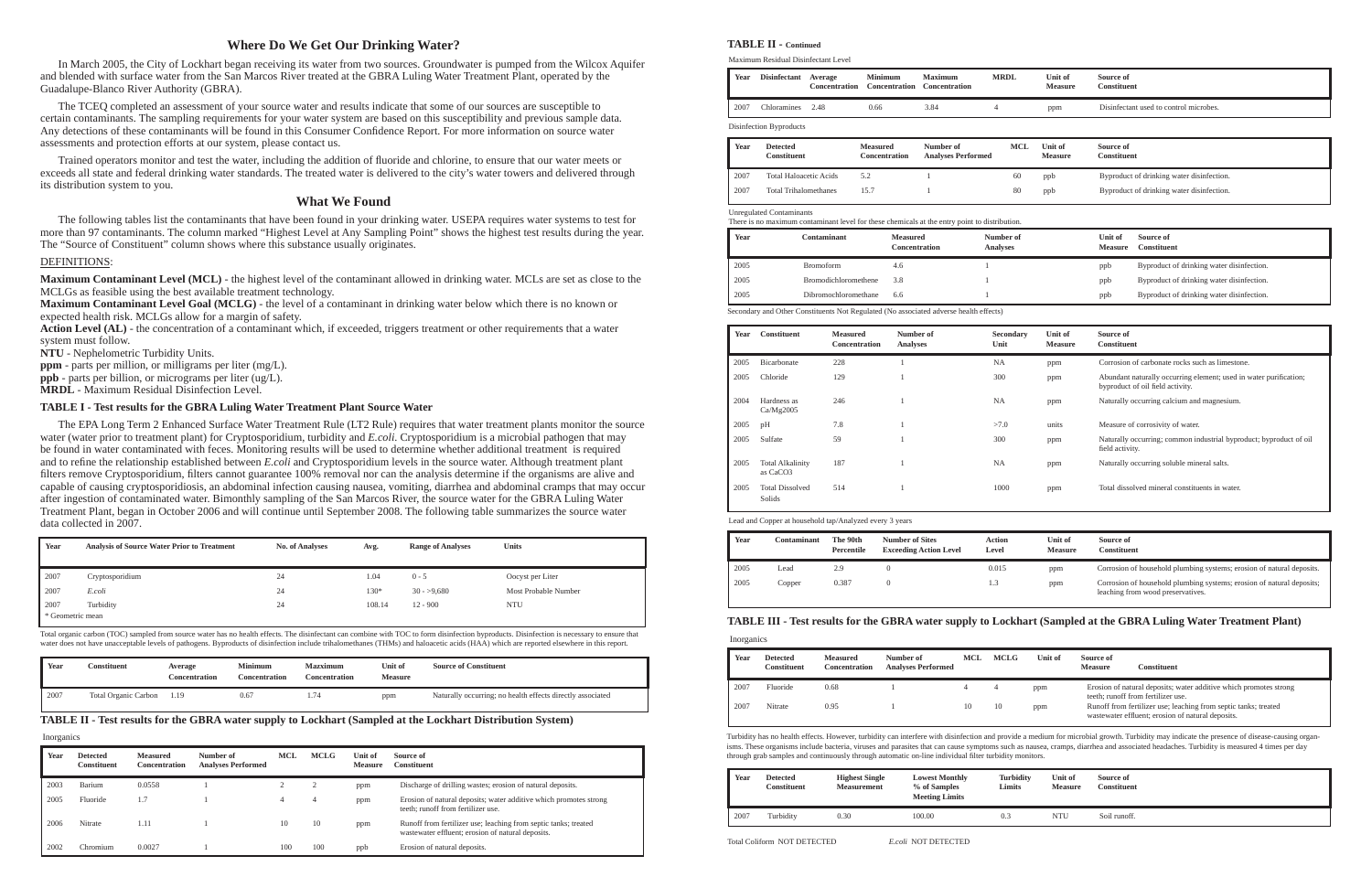## Where Do We Get Our Drinking Water?

In March 2005, the City of Lockhart began receiving its water from two sources. Groundwater is pumped from the Wilcox Aquifer and blended with surface water from the San Marcos River treated at the GBRA Luling Water Treatment Plant, operated by the Guadalupe-Blanco River Authority (GBRA).

The TCEQ completed an assessment of your source water and results indicate that some of our sources are susceptible to certain contaminants. The sampling requirements for your water system are based on this susceptibility and previous sample data. Any detections of these contaminants will be found in this Consumer Confidence Report. For more information on source water assessments and protection efforts at our system, please contact us.

Trained operators monitor and test the water, including the addition of fluoride and chlorine, to ensure that our water meets or exceeds all state and federal drinking water standards. The treated water is delivered to the city's water towers and delivered through its distribution system to you.

## What We Found

The following tables list the contaminants that have been found in your drinking water. USEPA requires water systems to test for more than 97 contaminants. The column marked "Highest Level at Any Sampling Point" shows the highest test results during the year. The "Source of Constituent" column shows where this substance usually originates.

DEFINITIONS:

**Maximum Contaminant Level (MCL)** - the highest level of the contaminant allowed in drinking water. MCLs are set as close to the MCLGs as feasible using the best available treatment technology.
**Maximum Contaminant Level Goal (MCLG)** - the level of a contaminant in drinking water below which there is no known or expected health risk. MCLGs allow for a margin of safety.
**Action Level (AL)** - the concentration of a contaminant which, if exceeded, triggers treatment or other requirements that a water system must follow.
**NTU** - Nephelometric Turbidity Units.
**ppm** - parts per million, or milligrams per liter (mg/L).
**ppb** - parts per billion, or micrograms per liter (ug/L).
**MRDL** - Maximum Residual Disinfection Level.

### TABLE I - Test results for the GBRA Luling Water Treatment Plant Source Water

The EPA Long Term 2 Enhanced Surface Water Treatment Rule (LT2 Rule) requires that water treatment plants monitor the source water (water prior to treatment plant) for Cryptosporidium, turbidity and *E.coli*. Cryptosporidium is a microbial pathogen that may be found in water contaminated with feces. Monitoring results will be used to determine whether additional treatment is required and to refine the relationship established between *E.coli* and Cryptosporidium levels in the source water. Although treatment plant filters remove Cryptosporidium, filters cannot guarantee 100% removal nor can the analysis determine if the organisms are alive and capable of causing cryptosporidiosis, an abdominal infection causing nausea, vomiting, diarrhea and abdominal cramps that may occur after ingestion of contaminated water. Bimonthly sampling of the San Marcos River, the source water for the GBRA Luling Water Treatment Plant, began in October 2006 and will continue until September 2008. The following table summarizes the source water data collected in 2007.

| Year | Analysis of Source Water Prior to Treatment | No. of Analyses | Avg. | Range of Analyses | Units |
|---|---|---|---|---|---|
| 2007 | Cryptosporidium | 24 | 1.04 | 0 - 5 | Oocyst per Liter |
| 2007 | *E.coli* | 24 | 130* | 30 - >9,680 | Most Probable Number |
| 2007 | Turbidity | 24 | 108.14 | 12 - 900 | NTU |

\* Geometric mean

Total organic carbon (TOC) sampled from source water has no health effects. The disinfectant can combine with TOC to form disinfection byproducts. Disinfection is necessary to ensure that water does not have unacceptable levels of pathogens. Byproducts of disinfection include trihalomethanes (THMs) and haloacetic acids (HAA) which are reported elsewhere in this report.

| Year | Constituent | Average Concentration | Minimum Concentration | Maxzimum Concentration | Unit of Measure | Source of Constituent |
|---|---|---|---|---|---|---|
| 2007 | Total Organic Carbon | 1.19 | 0.67 | 1.74 | ppm | Naturally occurring; no health effects directly associated |

### TABLE II - Test results for the GBRA water supply to Lockhart (Sampled at the Lockhart Distribution System)

Inorganics

| Year | Detected Constituent | Measured Concentration | Number of Analyses Performed | MCL | MCLG | Unit of Measure | Source of Constituent |
|---|---|---|---|---|---|---|---|
| 2003 | Barium | 0.0558 | 1 | 2 | 2 | ppm | Discharge of drilling wastes; erosion of natural deposits. |
| 2005 | Fluoride | 1.7 | 1 | 4 | 4 | ppm | Erosion of natural deposits; water additive which promotes strong teeth; runoff from fertilizer use. |
| 2006 | Nitrate | 1.11 | 1 | 10 | 10 | ppm | Runoff from fertilizer use; leaching from septic tanks; treated wastewater effluent; erosion of natural deposits. |
| 2002 | Chromium | 0.0027 | 1 | 100 | 100 | ppb | Erosion of natural deposits. |

### TABLE II - Continued

Maximum Residual Disinfectant Level

| Year | Disinfectant | Average Concentration | Minimum Concentration | Maximum Concentration | MRDL | Unit of Measure | Source of Constituent |
|---|---|---|---|---|---|---|---|
| 2007 | Chloramines | 2.48 | 0.66 | 3.84 | 4 | ppm | Disinfectant used to control microbes. |

Disinfection Byproducts

| Year | Detected Constituent | Measured Concentration | Number of Analyses Performed | MCL | Unit of Measure | Source of Constituent |
|---|---|---|---|---|---|---|
| 2007 | Total Haloacetic Acids | 5.2 | 1 | 60 | ppb | Byproduct of drinking water disinfection. |
| 2007 | Total Trihalomethanes | 15.7 | 1 | 80 | ppb | Byproduct of drinking water disinfection. |

Unregulated Contaminants
There is no maximum contaminant level for these chemicals at the entry point to distribution.

| Year | Contaminant | Measured Concentration | Number of Analyses | Unit of Measure | Source of Constituent |
|---|---|---|---|---|---|
| 2005 | Bromoform | 4.6 | 1 | ppb | Byproduct of drinking water disinfection. |
| 2005 | Bromodichloromethene | 3.8 | 1 | ppb | Byproduct of drinking water disinfection. |
| 2005 | Dibromochloromethane | 6.6 | 1 | ppb | Byproduct of drinking water disinfection. |

Secondary and Other Constituents Not Regulated (No associated adverse health effects)

| Year | Constituent | Measured Concentration | Number of Analyses | Secondary Unit | Unit of Measure | Source of Constituent |
|---|---|---|---|---|---|---|
| 2005 | Bicarbonate | 228 | 1 | NA | ppm | Corrosion of carbonate rocks such as limestone. |
| 2005 | Chloride | 129 | 1 | 300 | ppm | Abundant naturally occurring element; used in water purification; byproduct of oil field activity. |
| 2004 | Hardness as Ca/Mg2005 | 246 | 1 | NA | ppm | Naturally occurring calcium and magnesium. |
| 2005 | pH | 7.8 | 1 | >7.0 | units | Measure of corrosivity of water. |
| 2005 | Sulfate | 59 | 1 | 300 | ppm | Naturally occurring; common industrial byproduct; byproduct of oil field activity. |
| 2005 | Total Alkalinity as $CaCO_3$ | 187 | 1 | NA | ppm | Naturally occurring soluble mineral salts. |
| 2005 | Total Dissolved Solids | 514 | 1 | 1000 | ppm | Total dissolved mineral constituents in water. |

Lead and Copper at household tap/Analyzed every 3 years

| Year | Contaminant | The 90th Percentile | Number of Sites Exceeding Action Level | Action Level | Unit of Measure | Source of Constituent |
|---|---|---|---|---|---|---|
| 2005 | Lead | 2.9 | 0 | 0.015 | ppm | Corrosion of household plumbing systems; erosion of natural deposits. |
| 2005 | Copper | 0.387 | 0 | 1.3 | ppm | Corrosion of household plumbing systems; erosion of natural deposits; leaching from wood preservatives. |

### TABLE III - Test results for the GBRA water supply to Lockhart (Sampled at the GBRA Luling Water Treatment Plant)

Inorganics

| Year | Detected Constituent | Measured Concentration | Number of Analyses Performed | MCL | MCLG | Unit of Measure | Source of Constituent |
|---|---|---|---|---|---|---|---|
| 2007 | Fluoride | 0.68 | 1 | 4 | 4 | ppm | Erosion of natural deposits; water additive which promotes strong teeth; runoff from fertilizer use. |
| 2007 | Nitrate | 0.95 | 1 | 10 | 10 | ppm | Runoff from fertilizer use; leaching from septic tanks; treated wastewater effluent; erosion of natural deposits. |

Turbidity has no health effects. However, turbidity can interfere with disinfection and provide a medium for microbial growth. Turbidity may indicate the presence of disease-causing organisms. These organisms include bacteria, viruses and parasites that can cause symptoms such as nausea, cramps, diarrhea and associated headaches. Turbidity is measured 4 times per day through grab samples and continuously through automatic on-line individual filter turbidity monitors.

| Year | Detected Constituent | Highest Single Measurement | Lowest Monthly % of Samples Meeting Limits | Turbidity Limits | Unit of Measure | Source of Constituent |
|---|---|---|---|---|---|---|
| 2007 | Turbidity | 0.30 | 100.00 | 0.3 | NTU | Soil runoff. |

Total Coliform NOT DETECTED *E.coli* NOT DETECTED